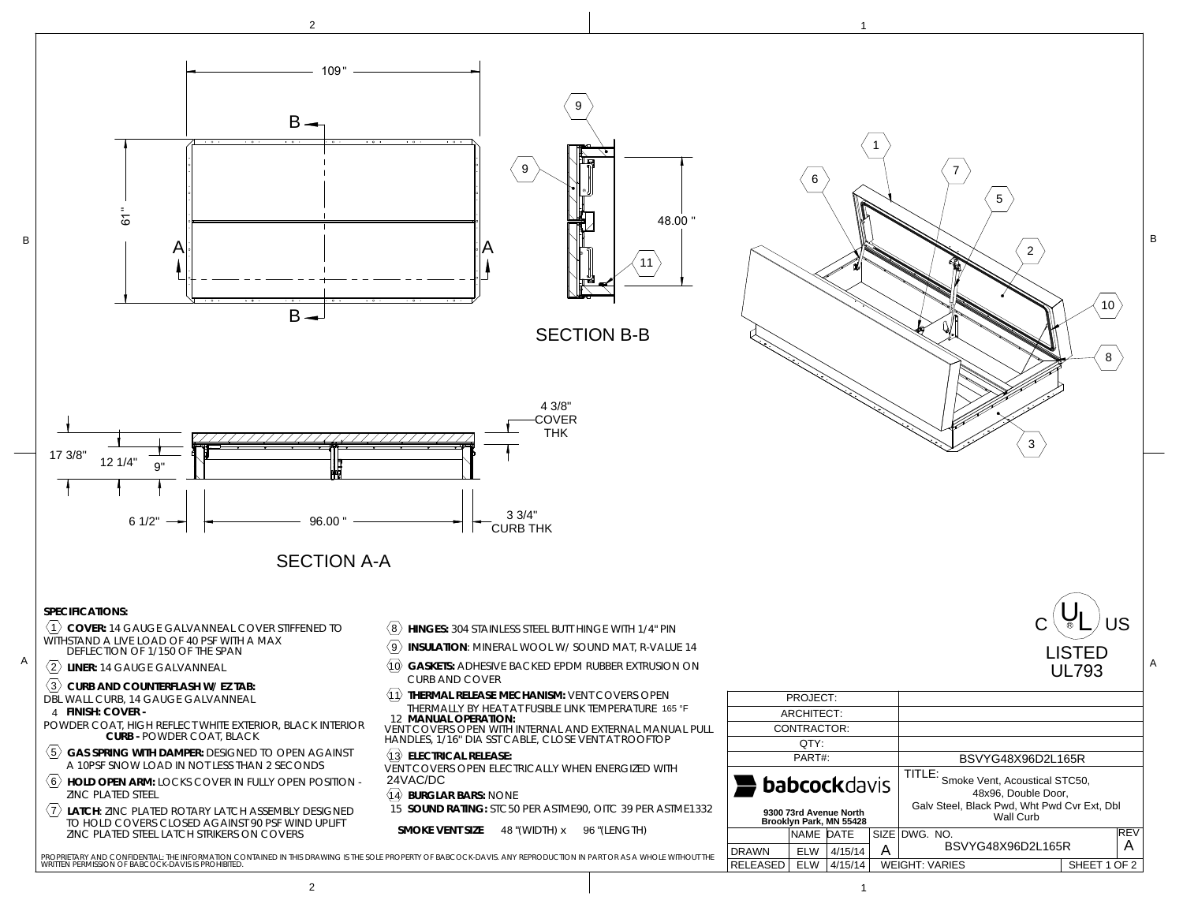SECTION B-B

SECTION A-A

109"
61"
48.00"
17 3/8"
12 1/4"
9"
4 3/8" COVER THK
6 1/2"
96.00"
3 3/4" CURB THK

## SPECIFICATIONS:

1. **COVER:** 14 GAUGE GALVANNEAL COVER STIFFENED TO WITHSTAND A LIVE LOAD OF 40 PSF WITH A MAX DEFLECTION OF 1/150 OF THE SPAN
2. **LINER:** 14 GAUGE GALVANNEAL
3. **CURB AND COUNTERFLASH W/ EZ TAB:** DBL WALL CURB, 14 GAUGE GALVANNEAL
4. **FINISH: COVER -** POWDER COAT, HIGH REFLECT WHITE EXTERIOR, BLACK INTERIOR **CURB -** POWDER COAT, BLACK
5. **GAS SPRING WITH DAMPER:** DESIGNED TO OPEN AGAINST A 10PSF SNOW LOAD IN NOT LESS THAN 2 SECONDS
6. **HOLD OPEN ARM:** LOCKS COVER IN FULLY OPEN POSITION - ZINC PLATED STEEL
7. **LATCH:** ZINC PLATED ROTARY LATCH ASSEMBLY DESIGNED TO HOLD COVERS CLOSED AGAINST 90 PSF WIND UPLIFT ZINC PLATED STEEL LATCH STRIKERS ON COVERS
8. **HINGES:** 304 STAINLESS STEEL BUTT HINGE WITH 1/4" PIN
9. **INSULATION:** MINERAL WOOL W/ SOUND MAT, R-VALUE 14
10. **GASKETS:** ADHESIVE BACKED EPDM RUBBER EXTRUSION ON CURB AND COVER
11. **THERMAL RELEASE MECHANISM:** VENT COVERS OPEN THERMALLY BY HEAT AT FUSIBLE LINK TEMPERATURE 165 °F
12. **MANUAL OPERATION:** VENT COVERS OPEN WITH INTERNAL AND EXTERNAL MANUAL PULL HANDLES, 1/16" DIA SST CABLE, CLOSE VENT AT ROOFTOP
13. **ELECTRICAL RELEASE:** VENT COVERS OPEN ELECTRICALLY WHEN ENERGIZED WITH 24VAC/DC
14. **BURGLAR BARS:** NONE
15. **SOUND RATING:** STC 50 PER ASTME90, OITC 39 PER ASTME1332

**SMOKE VENT SIZE** 48 "(WIDTH) x 96 "(LENGTH)

PROPRIETARY AND CONFIDENTIAL: THE INFORMATION CONTAINED IN THIS DRAWING IS THE SOLE PROPERTY OF BABCOCK-DAVIS. ANY REPRODUCTION IN PART OR AS A WHOLE WITHOUT THE WRITTEN PERMISSION OF BABCOCK-DAVIS IS PROHIBITED.

C UL US LISTED UL793

| | |
|---|---|
| PROJECT: | |
| ARCHITECT: | |
| CONTRACTOR: | |
| QTY: | |
| PART#: | BSVYG48X96D2L165R |

**babcockdavis**
9300 73rd Avenue North
Brooklyn Park, MN 55428

TITLE: Smoke Vent, Acoustical STC50, 48x96, Double Door, Galv Steel, Black Pwd, Wht Pwd Cvr Ext, Dbl Wall Curb

| | NAME | DATE | SIZE | DWG. NO. | REV |
|---|---|---|---|---|---|
| DRAWN | ELW | 4/15/14 | A | BSVYG48X96D2L165R | A |
| RELEASED | ELW | 4/15/14 | WEIGHT: VARIES | SHEET 1 OF 2 | |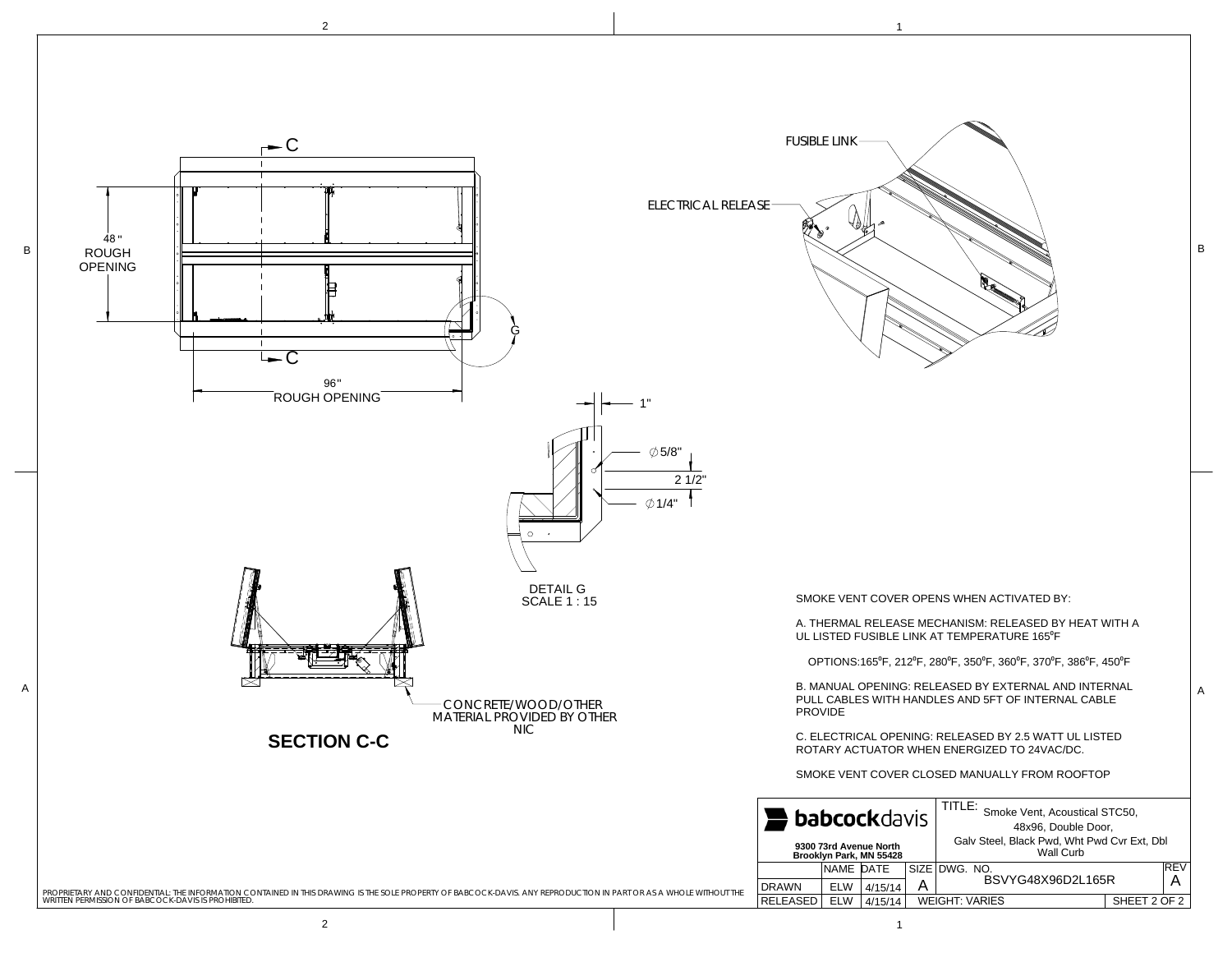48" ROUGH OPENING

96" ROUGH OPENING

C

G

FUSIBLE LINK

ELECTRICAL RELEASE

1"

∅5/8"

2 1/2"

∅1/4"

DETAIL G
SCALE 1 : 15

CONCRETE/WOOD/OTHER MATERIAL PROVIDED BY OTHER NIC

**SECTION C-C**

SMOKE VENT COVER OPENS WHEN ACTIVATED BY:

A. THERMAL RELEASE MECHANISM: RELEASED BY HEAT WITH A UL LISTED FUSIBLE LINK AT TEMPERATURE 165°F

OPTIONS:165°F, 212°F, 280°F, 350°F, 360°F, 370°F, 386°F, 450°F

B. MANUAL OPENING: RELEASED BY EXTERNAL AND INTERNAL PULL CABLES WITH HANDLES AND 5FT OF INTERNAL CABLE PROVIDE

C. ELECTRICAL OPENING: RELEASED BY 2.5 WATT UL LISTED ROTARY ACTUATOR WHEN ENERGIZED TO 24VAC/DC.

SMOKE VENT COVER CLOSED MANUALLY FROM ROOFTOP

**babcock**davis
9300 73rd Avenue North
Brooklyn Park, MN 55428

TITLE: Smoke Vent, Acoustical STC50, 48x96, Double Door, Galv Steel, Black Pwd, Wht Pwd Cvr Ext, Dbl Wall Curb

| | NAME | DATE | SIZE | DWG. NO. | REV |
|---|---|---|---|---|---|
| DRAWN | ELW | 4/15/14 | A | BSVYG48X96D2L165R | A |
| RELEASED | ELW | 4/15/14 | WEIGHT: VARIES | SHEET 2 OF 2 | |

PROPRIETARY AND CONFIDENTIAL: THE INFORMATION CONTAINED IN THIS DRAWING IS THE SOLE PROPERTY OF BABCOCK-DAVIS. ANY REPRODUCTION IN PART OR AS A WHOLE WITHOUT THE WRITTEN PERMISSION OF BABCOCK-DAVIS IS PROHIBITED.